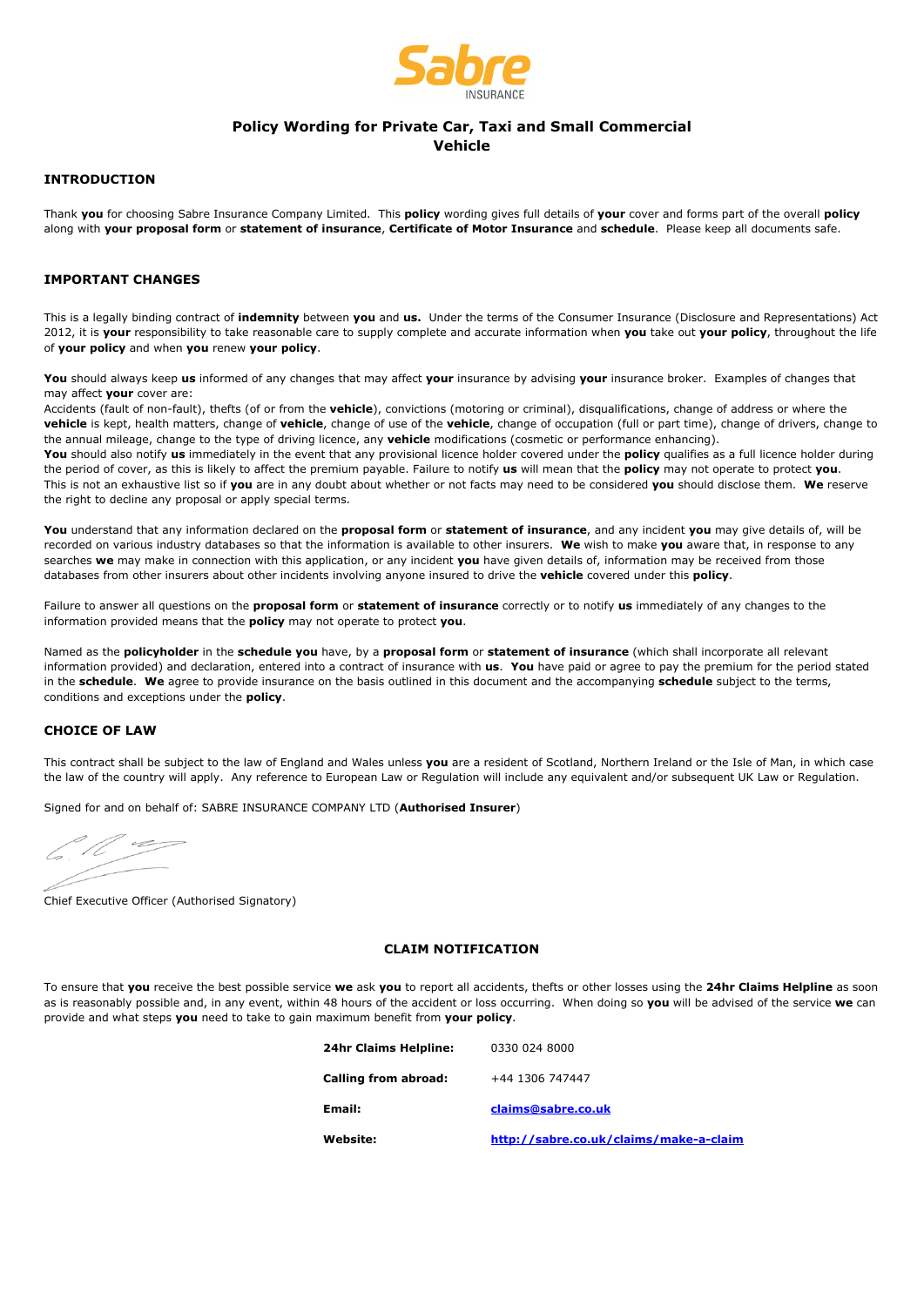Sabre INSURANCE

# Policy Wording for Private Car, Taxi and Small Commercial Vehicle

## INTRODUCTION

Thank **you** for choosing Sabre Insurance Company Limited. This **policy** wording gives full details of **your** cover and forms part of the overall **policy** along with **your proposal form** or **statement of insurance**, **Certificate of Motor Insurance** and **schedule**. Please keep all documents safe.

## IMPORTANT CHANGES

This is a legally binding contract of **indemnity** between **you** and **us.** Under the terms of the Consumer Insurance (Disclosure and Representations) Act 2012, it is **your** responsibility to take reasonable care to supply complete and accurate information when **you** take out **your policy**, throughout the life of **your policy** and when **you** renew **your policy**.

**You** should always keep **us** informed of any changes that may affect **your** insurance by advising **your** insurance broker. Examples of changes that may affect **your** cover are:
Accidents (fault of non-fault), thefts (of or from the **vehicle**), convictions (motoring or criminal), disqualifications, change of address or where the **vehicle** is kept, health matters, change of **vehicle**, change of use of the **vehicle**, change of occupation (full or part time), change of drivers, change to the annual mileage, change to the type of driving licence, any **vehicle** modifications (cosmetic or performance enhancing).
**You** should also notify **us** immediately in the event that any provisional licence holder covered under the **policy** qualifies as a full licence holder during the period of cover, as this is likely to affect the premium payable. Failure to notify **us** will mean that the **policy** may not operate to protect **you**.
This is not an exhaustive list so if **you** are in any doubt about whether or not facts may need to be considered **you** should disclose them. **We** reserve the right to decline any proposal or apply special terms.

**You** understand that any information declared on the **proposal form** or **statement of insurance**, and any incident **you** may give details of, will be recorded on various industry databases so that the information is available to other insurers. **We** wish to make **you** aware that, in response to any searches **we** may make in connection with this application, or any incident **you** have given details of, information may be received from those databases from other insurers about other incidents involving anyone insured to drive the **vehicle** covered under this **policy**.

Failure to answer all questions on the **proposal form** or **statement of insurance** correctly or to notify **us** immediately of any changes to the information provided means that the **policy** may not operate to protect **you**.

Named as the **policyholder** in the **schedule you** have, by a **proposal form** or **statement of insurance** (which shall incorporate all relevant information provided) and declaration, entered into a contract of insurance with **us**. **You** have paid or agree to pay the premium for the period stated in the **schedule**. **We** agree to provide insurance on the basis outlined in this document and the accompanying **schedule** subject to the terms, conditions and exceptions under the **policy**.

## CHOICE OF LAW

This contract shall be subject to the law of England and Wales unless **you** are a resident of Scotland, Northern Ireland or the Isle of Man, in which case the law of the country will apply. Any reference to European Law or Regulation will include any equivalent and/or subsequent UK Law or Regulation.

Signed for and on behalf of: SABRE INSURANCE COMPANY LTD (**Authorised Insurer**)

Chief Executive Officer (Authorised Signatory)

## CLAIM NOTIFICATION

To ensure that **you** receive the best possible service **we** ask **you** to report all accidents, thefts or other losses using the **24hr Claims Helpline** as soon as is reasonably possible and, in any event, within 48 hours of the accident or loss occurring. When doing so **you** will be advised of the service **we** can provide and what steps **you** need to take to gain maximum benefit from **your policy**.

| | |
|---|---|
| **24hr Claims Helpline:** | 0330 024 8000 |
| **Calling from abroad:** | +44 1306 747447 |
| **Email:** | claims@sabre.co.uk |
| **Website:** | http://sabre.co.uk/claims/make-a-claim |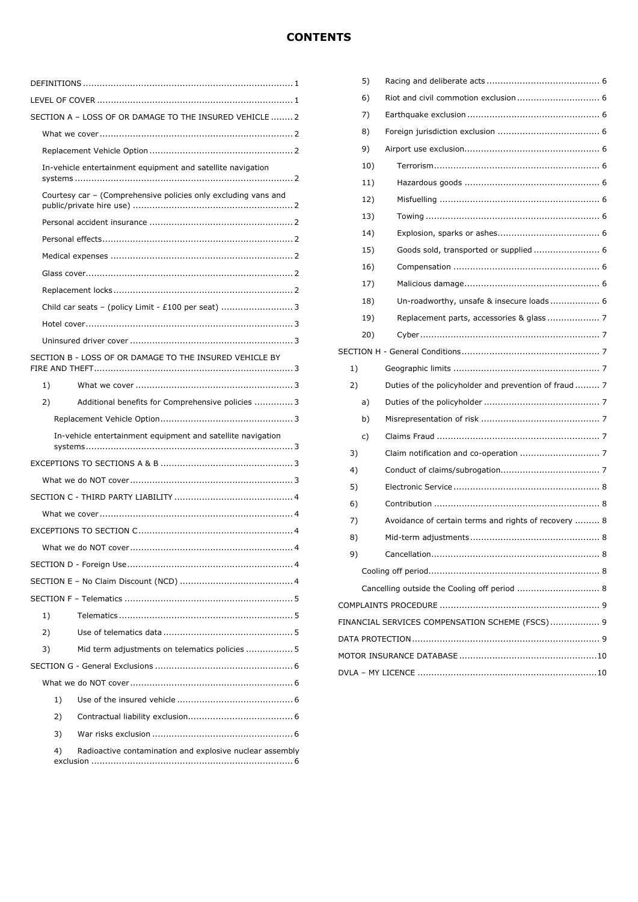# CONTENTS

DEFINITIONS ........................................................................... 1

LEVEL OF COVER ...................................................................... 1

SECTION A – LOSS OF OR DAMAGE TO THE INSURED VEHICLE ........ 2

- What we cover ..................................................................... 2
- Replacement Vehicle Option .................................................... 2
- In-vehicle entertainment equipment and satellite navigation systems ............................................................................. 2
- Courtesy car – (Comprehensive policies only excluding vans and public/private hire use) ......................................................... 2
- Personal accident insurance .................................................... 2
- Personal effects .................................................................... 2
- Medical expenses .................................................................. 2
- Glass cover .......................................................................... 2
- Replacement locks ................................................................. 2
- Child car seats – (policy Limit - £100 per seat) .......................... 3
- Hotel cover .......................................................................... 3
- Uninsured driver cover ........................................................... 3

SECTION B - LOSS OF OR DAMAGE TO THE INSURED VEHICLE BY FIRE AND THEFT ....................................................................... 3

1) What we cover ......................................................................... 3
2) Additional benefits for Comprehensive policies .............. 3
   - Replacement Vehicle Option ................................................ 3
   - In-vehicle entertainment equipment and satellite navigation systems ......................................................................... 3

EXCEPTIONS TO SECTIONS A & B ................................................ 3

- What we do NOT cover ........................................................... 3

SECTION C - THIRD PARTY LIABILITY ........................................... 4

- What we cover ..................................................................... 4

EXCEPTIONS TO SECTION C ........................................................ 4

- What we do NOT cover ........................................................... 4

SECTION D - Foreign Use ............................................................ 4

SECTION E – No Claim Discount (NCD) ......................................... 4

SECTION F – Telematics ............................................................. 5

1) Telematics ............................................................................. 5
2) Use of telematics data .............................................................. 5
3) Mid term adjustments on telematics policies ................. 5

SECTION G - General Exclusions .................................................. 6

- What we do NOT cover ........................................................... 6
  1) Use of the insured vehicle .......................................... 6
  2) Contractual liability exclusion ...................................... 6
  3) War risks exclusion .................................................. 6
  4) Radioactive contamination and explosive nuclear assembly exclusion ......................................................................... 6
  5) Racing and deliberate acts ......................................... 6
  6) Riot and civil commotion exclusion ............................. 6
  7) Earthquake exclusion ................................................ 6
  8) Foreign jurisdiction exclusion ..................................... 6
  9) Airport use exclusion ................................................. 6
  10) Terrorism ............................................................. 6
  11) Hazardous goods .................................................. 6
  12) Misfuelling ........................................................... 6
  13) Towing ................................................................ 6
  14) Explosion, sparks or ashes ..................................... 6
  15) Goods sold, transported or supplied ........................ 6
  16) Compensation ...................................................... 6
  17) Malicious damage .................................................. 6
  18) Un-roadworthy, unsafe & insecure loads .................. 6
  19) Replacement parts, accessories & glass ................... 7
  20) Cyber .................................................................. 7

SECTION H - General Conditions .................................................. 7

1) Geographic limits ...................................................................... 7
2) Duties of the policyholder and prevention of fraud ......... 7
   a) Duties of the policyholder .......................................... 7
   b) Misrepresentation of risk ........................................... 7
   c) Claims Fraud ........................................................... 7
3) Claim notification and co-operation ............................................ 7
4) Conduct of claims/subrogation .................................................... 7
5) Electronic Service ..................................................................... 8
6) Contribution ............................................................................ 8
7) Avoidance of certain terms and rights of recovery ......... 8
8) Mid-term adjustments ............................................................... 8
9) Cancellation ............................................................................. 8
   - Cooling off period .............................................................. 8
   - Cancelling outside the Cooling off period .............................. 8

COMPLAINTS PROCEDURE .......................................................... 9

FINANCIAL SERVICES COMPENSATION SCHEME (FSCS) .................. 9

DATA PROTECTION .................................................................... 9

MOTOR INSURANCE DATABASE .................................................. 10

DVLA – MY LICENCE ................................................................. 10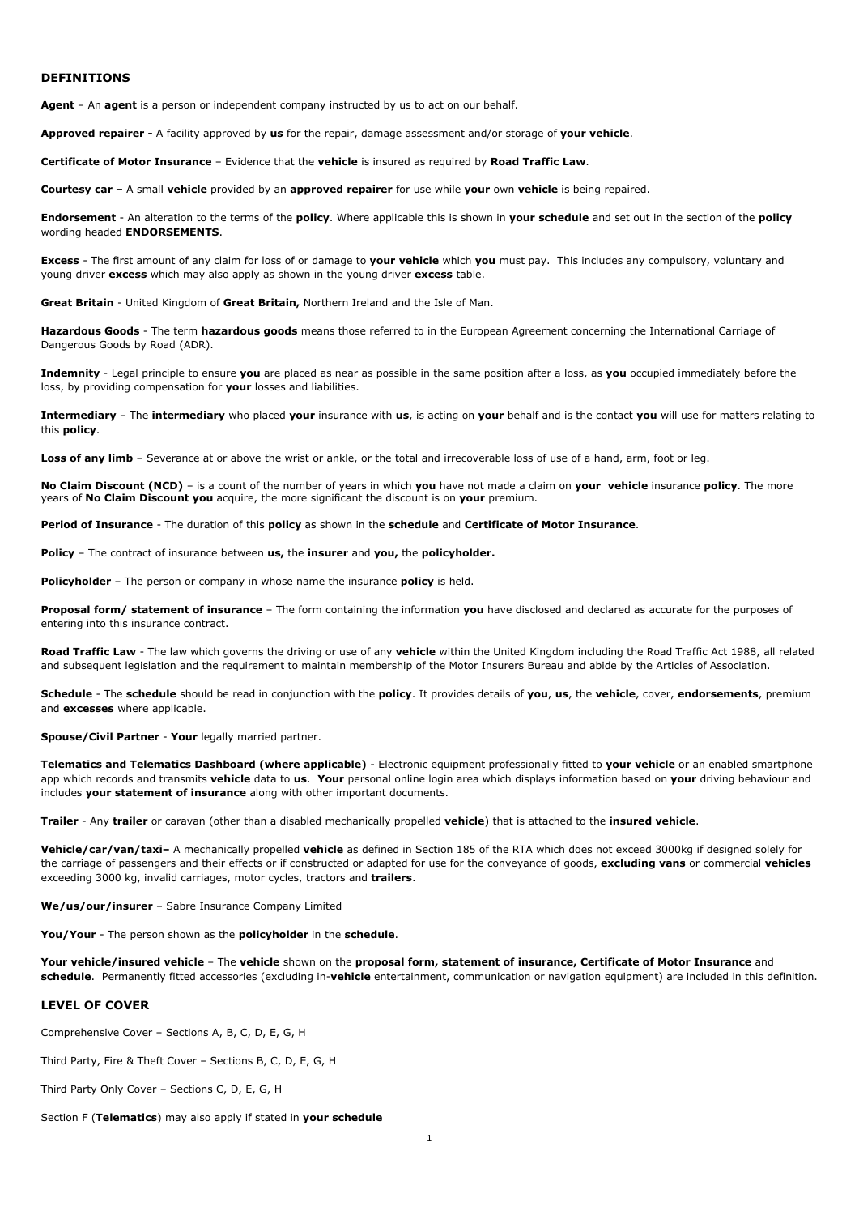## DEFINITIONS

**Agent** – An **agent** is a person or independent company instructed by us to act on our behalf.

**Approved repairer -** A facility approved by **us** for the repair, damage assessment and/or storage of **your vehicle**.

**Certificate of Motor Insurance** – Evidence that the **vehicle** is insured as required by **Road Traffic Law**.

**Courtesy car –** A small **vehicle** provided by an **approved repairer** for use while **your** own **vehicle** is being repaired.

**Endorsement** - An alteration to the terms of the **policy**. Where applicable this is shown in **your schedule** and set out in the section of the **policy** wording headed **ENDORSEMENTS**.

**Excess** - The first amount of any claim for loss of or damage to **your vehicle** which **you** must pay. This includes any compulsory, voluntary and young driver **excess** which may also apply as shown in the young driver **excess** table.

**Great Britain** - United Kingdom of **Great Britain,** Northern Ireland and the Isle of Man.

**Hazardous Goods** - The term **hazardous goods** means those referred to in the European Agreement concerning the International Carriage of Dangerous Goods by Road (ADR).

**Indemnity** - Legal principle to ensure **you** are placed as near as possible in the same position after a loss, as **you** occupied immediately before the loss, by providing compensation for **your** losses and liabilities.

**Intermediary** – The **intermediary** who placed **your** insurance with **us**, is acting on **your** behalf and is the contact **you** will use for matters relating to this **policy**.

**Loss of any limb** – Severance at or above the wrist or ankle, or the total and irrecoverable loss of use of a hand, arm, foot or leg.

**No Claim Discount (NCD)** – is a count of the number of years in which **you** have not made a claim on **your vehicle** insurance **policy**. The more years of **No Claim Discount you** acquire, the more significant the discount is on **your** premium.

**Period of Insurance** - The duration of this **policy** as shown in the **schedule** and **Certificate of Motor Insurance**.

**Policy** – The contract of insurance between **us,** the **insurer** and **you,** the **policyholder.**

**Policyholder** – The person or company in whose name the insurance **policy** is held.

**Proposal form/ statement of insurance** – The form containing the information **you** have disclosed and declared as accurate for the purposes of entering into this insurance contract.

**Road Traffic Law** - The law which governs the driving or use of any **vehicle** within the United Kingdom including the Road Traffic Act 1988, all related and subsequent legislation and the requirement to maintain membership of the Motor Insurers Bureau and abide by the Articles of Association.

**Schedule** - The **schedule** should be read in conjunction with the **policy**. It provides details of **you**, **us**, the **vehicle**, cover, **endorsements**, premium and **excesses** where applicable.

**Spouse/Civil Partner** - **Your** legally married partner.

**Telematics and Telematics Dashboard (where applicable)** - Electronic equipment professionally fitted to **your vehicle** or an enabled smartphone app which records and transmits **vehicle** data to **us**. **Your** personal online login area which displays information based on **your** driving behaviour and includes **your statement of insurance** along with other important documents.

**Trailer** - Any **trailer** or caravan (other than a disabled mechanically propelled **vehicle**) that is attached to the **insured vehicle**.

**Vehicle/car/van/taxi–** A mechanically propelled **vehicle** as defined in Section 185 of the RTA which does not exceed 3000kg if designed solely for the carriage of passengers and their effects or if constructed or adapted for use for the conveyance of goods, **excluding vans** or commercial **vehicles** exceeding 3000 kg, invalid carriages, motor cycles, tractors and **trailers**.

**We/us/our/insurer** – Sabre Insurance Company Limited

**You/Your** - The person shown as the **policyholder** in the **schedule**.

**Your vehicle/insured vehicle** – The **vehicle** shown on the **proposal form, statement of insurance, Certificate of Motor Insurance** and **schedule**. Permanently fitted accessories (excluding in-**vehicle** entertainment, communication or navigation equipment) are included in this definition.

## LEVEL OF COVER

Comprehensive Cover – Sections A, B, C, D, E, G, H

Third Party, Fire & Theft Cover – Sections B, C, D, E, G, H

Third Party Only Cover – Sections C, D, E, G, H

Section F (**Telematics**) may also apply if stated in **your schedule**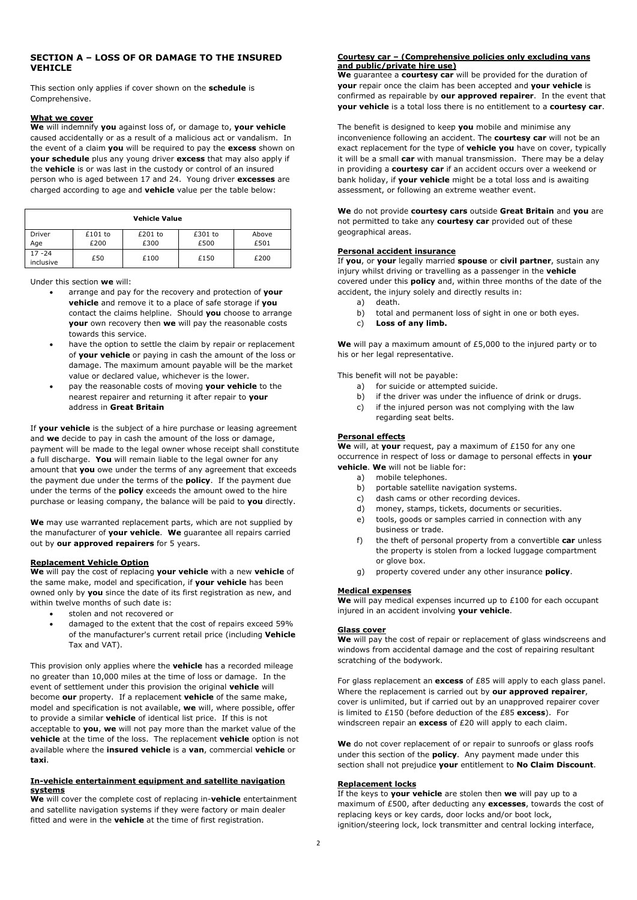## SECTION A – LOSS OF OR DAMAGE TO THE INSURED VEHICLE

This section only applies if cover shown on the **schedule** is Comprehensive.

**What we cover**

**We** will indemnify **you** against loss of, or damage to, **your vehicle** caused accidentally or as a result of a malicious act or vandalism. In the event of a claim **you** will be required to pay the **excess** shown on **your schedule** plus any young driver **excess** that may also apply if the **vehicle** is or was last in the custody or control of an insured person who is aged between 17 and 24. Young driver **excesses** are charged according to age and **vehicle** value per the table below:

| | Vehicle Value | | | |
|---|---|---|---|---|
| Driver Age | £101 to £200 | £201 to £300 | £301 to £500 | Above £501 |
| 17 -24 inclusive | £50 | £100 | £150 | £200 |

Under this section **we** will:

- arrange and pay for the recovery and protection of **your vehicle** and remove it to a place of safe storage if **you** contact the claims helpline. Should **you** choose to arrange **your** own recovery then **we** will pay the reasonable costs towards this service.
- have the option to settle the claim by repair or replacement of **your vehicle** or paying in cash the amount of the loss or damage. The maximum amount payable will be the market value or declared value, whichever is the lower.
- pay the reasonable costs of moving **your vehicle** to the nearest repairer and returning it after repair to **your** address in **Great Britain**

If **your vehicle** is the subject of a hire purchase or leasing agreement and **we** decide to pay in cash the amount of the loss or damage, payment will be made to the legal owner whose receipt shall constitute a full discharge. **You** will remain liable to the legal owner for any amount that **you** owe under the terms of any agreement that exceeds the payment due under the terms of the **policy**. If the payment due under the terms of the **policy** exceeds the amount owed to the hire purchase or leasing company, the balance will be paid to **you** directly.

**We** may use warranted replacement parts, which are not supplied by the manufacturer of **your vehicle**. **We** guarantee all repairs carried out by **our approved repairers** for 5 years.

**Replacement Vehicle Option**

**We** will pay the cost of replacing **your vehicle** with a new **vehicle** of the same make, model and specification, if **your vehicle** has been owned only by **you** since the date of its first registration as new, and within twelve months of such date is:

- stolen and not recovered or
- damaged to the extent that the cost of repairs exceed 59% of the manufacturer's current retail price (including **Vehicle** Tax and VAT).

This provision only applies where the **vehicle** has a recorded mileage no greater than 10,000 miles at the time of loss or damage. In the event of settlement under this provision the original **vehicle** will become **our** property. If a replacement **vehicle** of the same make, model and specification is not available, **we** will, where possible, offer to provide a similar **vehicle** of identical list price. If this is not acceptable to **you**, **we** will not pay more than the market value of the **vehicle** at the time of the loss. The replacement **vehicle** option is not available where the **insured vehicle** is a **van**, commercial **vehicle** or **taxi**.

**In-vehicle entertainment equipment and satellite navigation systems**

**We** will cover the complete cost of replacing in-**vehicle** entertainment and satellite navigation systems if they were factory or main dealer fitted and were in the **vehicle** at the time of first registration.

**Courtesy car – (Comprehensive policies only excluding vans and public/private hire use)**

**We** guarantee a **courtesy car** will be provided for the duration of **your** repair once the claim has been accepted and **your vehicle** is confirmed as repairable by **our approved repairer**. In the event that **your vehicle** is a total loss there is no entitlement to a **courtesy car**.

The benefit is designed to keep **you** mobile and minimise any inconvenience following an accident. The **courtesy car** will not be an exact replacement for the type of **vehicle you** have on cover, typically it will be a small **car** with manual transmission. There may be a delay in providing a **courtesy car** if an accident occurs over a weekend or bank holiday, if **your vehicle** might be a total loss and is awaiting assessment, or following an extreme weather event.

**We** do not provide **courtesy cars** outside **Great Britain** and **you** are not permitted to take any **courtesy car** provided out of these geographical areas.

**Personal accident insurance**

If **you**, or **your** legally married **spouse** or **civil partner**, sustain any injury whilst driving or travelling as a passenger in the **vehicle** covered under this **policy** and, within three months of the date of the accident, the injury solely and directly results in:

a) death.
b) total and permanent loss of sight in one or both eyes.
c) **Loss of any limb.**

**We** will pay a maximum amount of £5,000 to the injured party or to his or her legal representative.

This benefit will not be payable:

a) for suicide or attempted suicide.
b) if the driver was under the influence of drink or drugs.
c) if the injured person was not complying with the law regarding seat belts.

**Personal effects**

**We** will, at **your** request, pay a maximum of £150 for any one occurrence in respect of loss or damage to personal effects in **your vehicle**. **We** will not be liable for:

a) mobile telephones.
b) portable satellite navigation systems.
c) dash cams or other recording devices.
d) money, stamps, tickets, documents or securities.
e) tools, goods or samples carried in connection with any business or trade.
f) the theft of personal property from a convertible **car** unless the property is stolen from a locked luggage compartment or glove box.
g) property covered under any other insurance **policy**.

**Medical expenses**

**We** will pay medical expenses incurred up to £100 for each occupant injured in an accident involving **your vehicle**.

**Glass cover**

**We** will pay the cost of repair or replacement of glass windscreens and windows from accidental damage and the cost of repairing resultant scratching of the bodywork.

For glass replacement an **excess** of £85 will apply to each glass panel. Where the replacement is carried out by **our approved repairer**, cover is unlimited, but if carried out by an unapproved repairer cover is limited to £150 (before deduction of the £85 **excess**). For windscreen repair an **excess** of £20 will apply to each claim.

**We** do not cover replacement of or repair to sunroofs or glass roofs under this section of the **policy**. Any payment made under this section shall not prejudice **your** entitlement to **No Claim Discount**.

**Replacement locks**

If the keys to **your vehicle** are stolen then **we** will pay up to a maximum of £500, after deducting any **excesses**, towards the cost of replacing keys or key cards, door locks and/or boot lock, ignition/steering lock, lock transmitter and central locking interface,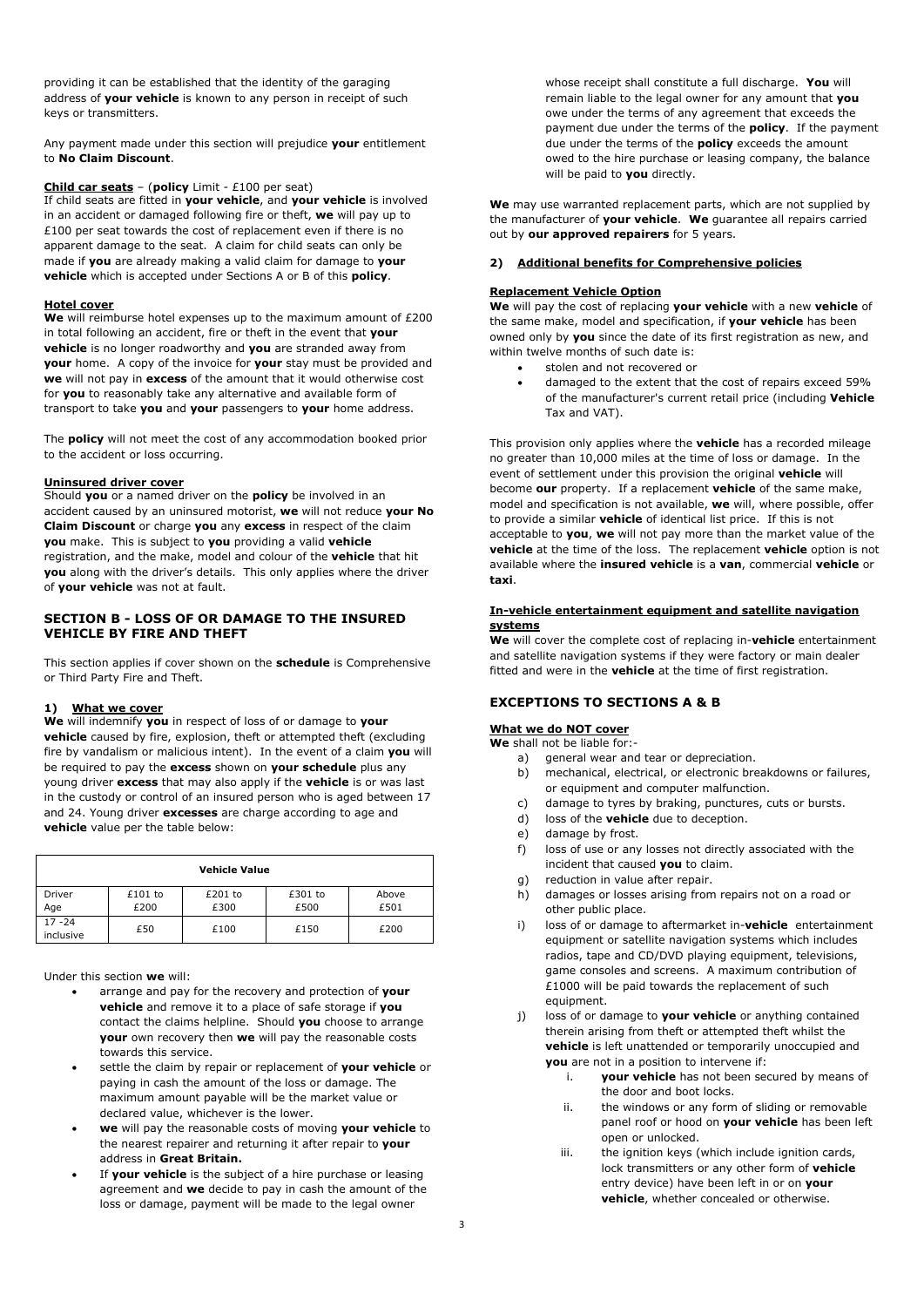providing it can be established that the identity of the garaging address of **your vehicle** is known to any person in receipt of such keys or transmitters.

Any payment made under this section will prejudice **your** entitlement to **No Claim Discount**.

**Child car seats** – (**policy** Limit - £100 per seat)
If child seats are fitted in **your vehicle**, and **your vehicle** is involved in an accident or damaged following fire or theft, **we** will pay up to £100 per seat towards the cost of replacement even if there is no apparent damage to the seat. A claim for child seats can only be made if **you** are already making a valid claim for damage to **your vehicle** which is accepted under Sections A or B of this **policy**.

**Hotel cover**
**We** will reimburse hotel expenses up to the maximum amount of £200 in total following an accident, fire or theft in the event that **your vehicle** is no longer roadworthy and **you** are stranded away from **your** home. A copy of the invoice for **your** stay must be provided and **we** will not pay in **excess** of the amount that it would otherwise cost for **you** to reasonably take any alternative and available form of transport to take **you** and **your** passengers to **your** home address.

The **policy** will not meet the cost of any accommodation booked prior to the accident or loss occurring.

**Uninsured driver cover**
Should **you** or a named driver on the **policy** be involved in an accident caused by an uninsured motorist, **we** will not reduce **your No Claim Discount** or charge **you** any **excess** in respect of the claim **you** make. This is subject to **you** providing a valid **vehicle** registration, and the make, model and colour of the **vehicle** that hit **you** along with the driver's details. This only applies where the driver of **your vehicle** was not at fault.

## SECTION B - LOSS OF OR DAMAGE TO THE INSURED VEHICLE BY FIRE AND THEFT

This section applies if cover shown on the **schedule** is Comprehensive or Third Party Fire and Theft.

### 1) What we cover

**We** will indemnify **you** in respect of loss of or damage to **your vehicle** caused by fire, explosion, theft or attempted theft (excluding fire by vandalism or malicious intent). In the event of a claim **you** will be required to pay the **excess** shown on **your schedule** plus any young driver **excess** that may also apply if the **vehicle** is or was last in the custody or control of an insured person who is aged between 17 and 24. Young driver **excesses** are charge according to age and **vehicle** value per the table below:

| | Vehicle Value | | | |
|---|---|---|---|---|
| Driver Age | £101 to £200 | £201 to £300 | £301 to £500 | Above £501 |
| 17 -24 inclusive | £50 | £100 | £150 | £200 |

Under this section **we** will:

- arrange and pay for the recovery and protection of **your vehicle** and remove it to a place of safe storage if **you** contact the claims helpline. Should **you** choose to arrange **your** own recovery then **we** will pay the reasonable costs towards this service.
- settle the claim by repair or replacement of **your vehicle** or paying in cash the amount of the loss or damage. The maximum amount payable will be the market value or declared value, whichever is the lower.
- **we** will pay the reasonable costs of moving **your vehicle** to the nearest repairer and returning it after repair to **your** address in **Great Britain.**
- If **your vehicle** is the subject of a hire purchase or leasing agreement and **we** decide to pay in cash the amount of the loss or damage, payment will be made to the legal owner whose receipt shall constitute a full discharge. **You** will remain liable to the legal owner for any amount that **you** owe under the terms of any agreement that exceeds the payment due under the terms of the **policy**. If the payment due under the terms of the **policy** exceeds the amount owed to the hire purchase or leasing company, the balance will be paid to **you** directly.

**We** may use warranted replacement parts, which are not supplied by the manufacturer of **your vehicle**. **We** guarantee all repairs carried out by **our approved repairers** for 5 years.

### 2) Additional benefits for Comprehensive policies

**Replacement Vehicle Option**
**We** will pay the cost of replacing **your vehicle** with a new **vehicle** of the same make, model and specification, if **your vehicle** has been owned only by **you** since the date of its first registration as new, and within twelve months of such date is:

- stolen and not recovered or
- damaged to the extent that the cost of repairs exceed 59% of the manufacturer's current retail price (including **Vehicle** Tax and VAT).

This provision only applies where the **vehicle** has a recorded mileage no greater than 10,000 miles at the time of loss or damage. In the event of settlement under this provision the original **vehicle** will become **our** property. If a replacement **vehicle** of the same make, model and specification is not available, **we** will, where possible, offer to provide a similar **vehicle** of identical list price. If this is not acceptable to **you**, **we** will not pay more than the market value of the **vehicle** at the time of the loss. The replacement **vehicle** option is not available where the **insured vehicle** is a **van**, commercial **vehicle** or **taxi**.

**In-vehicle entertainment equipment and satellite navigation systems**
**We** will cover the complete cost of replacing in-**vehicle** entertainment and satellite navigation systems if they were factory or main dealer fitted and were in the **vehicle** at the time of first registration.

## EXCEPTIONS TO SECTIONS A & B

**What we do NOT cover**
**We** shall not be liable for:-

a) general wear and tear or depreciation.
b) mechanical, electrical, or electronic breakdowns or failures, or equipment and computer malfunction.
c) damage to tyres by braking, punctures, cuts or bursts.
d) loss of the **vehicle** due to deception.
e) damage by frost.
f) loss of use or any losses not directly associated with the incident that caused **you** to claim.
g) reduction in value after repair.
h) damages or losses arising from repairs not on a road or other public place.
i) loss of or damage to aftermarket in-**vehicle** entertainment equipment or satellite navigation systems which includes radios, tape and CD/DVD playing equipment, televisions, game consoles and screens. A maximum contribution of £1000 will be paid towards the replacement of such equipment.
j) loss of or damage to **your vehicle** or anything contained therein arising from theft or attempted theft whilst the **vehicle** is left unattended or temporarily unoccupied and **you** are not in a position to intervene if:
   i. **your vehicle** has not been secured by means of the door and boot locks.
   ii. the windows or any form of sliding or removable panel roof or hood on **your vehicle** has been left open or unlocked.
   iii. the ignition keys (which include ignition cards, lock transmitters or any other form of **vehicle** entry device) have been left in or on **your vehicle**, whether concealed or otherwise.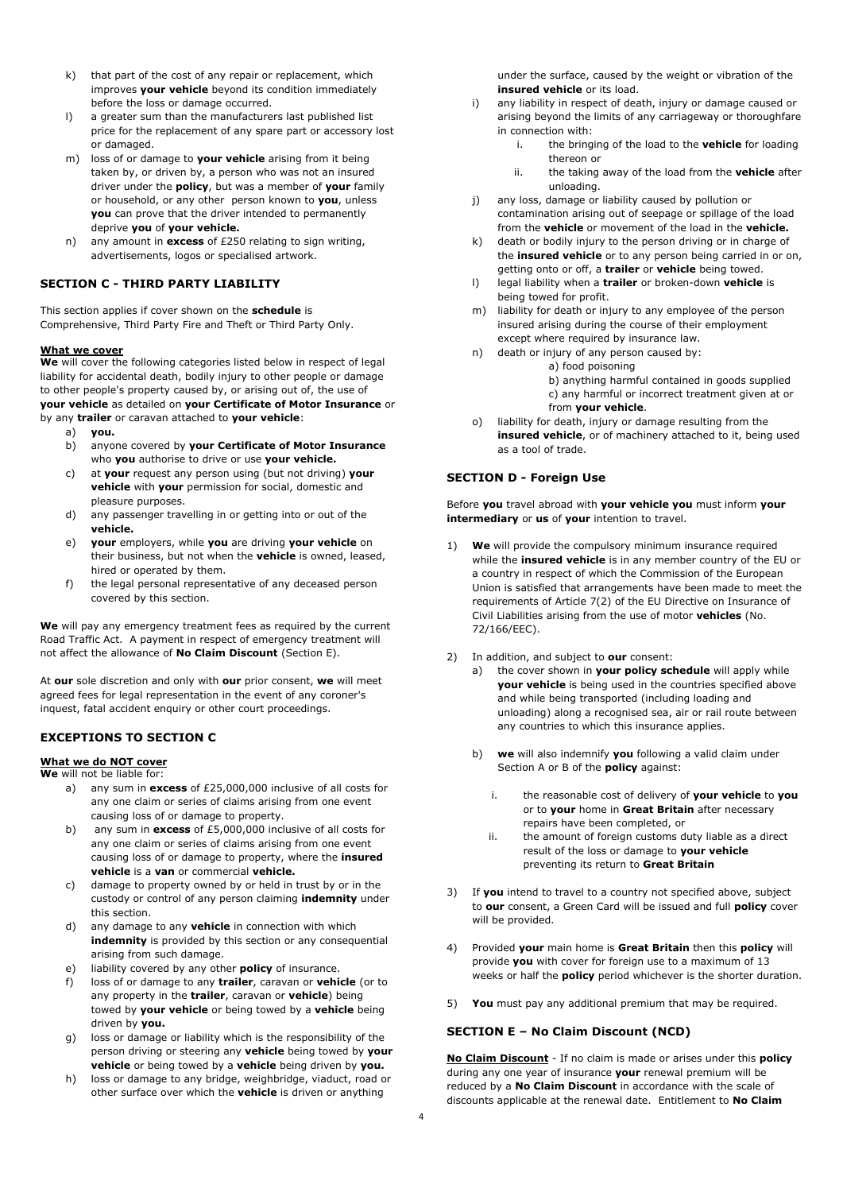k) that part of the cost of any repair or replacement, which improves **your vehicle** beyond its condition immediately before the loss or damage occurred.

l) a greater sum than the manufacturers last published list price for the replacement of any spare part or accessory lost or damaged.

m) loss of or damage to **your vehicle** arising from it being taken by, or driven by, a person who was not an insured driver under the **policy**, but was a member of **your** family or household, or any other person known to **you**, unless **you** can prove that the driver intended to permanently deprive **you** of **your vehicle.**

n) any amount in **excess** of £250 relating to sign writing, advertisements, logos or specialised artwork.

## SECTION C - THIRD PARTY LIABILITY

This section applies if cover shown on the **schedule** is Comprehensive, Third Party Fire and Theft or Third Party Only.

**What we cover**

**We** will cover the following categories listed below in respect of legal liability for accidental death, bodily injury to other people or damage to other people's property caused by, or arising out of, the use of **your vehicle** as detailed on **your Certificate of Motor Insurance** or by any **trailer** or caravan attached to **your vehicle**:

a) **you.**

b) anyone covered by **your Certificate of Motor Insurance** who **you** authorise to drive or use **your vehicle.**

c) at **your** request any person using (but not driving) **your vehicle** with **your** permission for social, domestic and pleasure purposes.

d) any passenger travelling in or getting into or out of the **vehicle.**

e) **your** employers, while **you** are driving **your vehicle** on their business, but not when the **vehicle** is owned, leased, hired or operated by them.

f) the legal personal representative of any deceased person covered by this section.

**We** will pay any emergency treatment fees as required by the current Road Traffic Act. A payment in respect of emergency treatment will not affect the allowance of **No Claim Discount** (Section E).

At **our** sole discretion and only with **our** prior consent, **we** will meet agreed fees for legal representation in the event of any coroner's inquest, fatal accident enquiry or other court proceedings.

## EXCEPTIONS TO SECTION C

**What we do NOT cover**

**We** will not be liable for:

a) any sum in **excess** of £25,000,000 inclusive of all costs for any one claim or series of claims arising from one event causing loss of or damage to property.

b) any sum in **excess** of £5,000,000 inclusive of all costs for any one claim or series of claims arising from one event causing loss of or damage to property, where the **insured vehicle** is a **van** or commercial **vehicle.**

c) damage to property owned by or held in trust by or in the custody or control of any person claiming **indemnity** under this section.

d) any damage to any **vehicle** in connection with which **indemnity** is provided by this section or any consequential arising from such damage.

e) liability covered by any other **policy** of insurance.

f) loss of or damage to any **trailer**, caravan or **vehicle** (or to any property in the **trailer**, caravan or **vehicle**) being towed by **your vehicle** or being towed by a **vehicle** being driven by **you.**

g) loss or damage or liability which is the responsibility of the person driving or steering any **vehicle** being towed by **your vehicle** or being towed by a **vehicle** being driven by **you.**

h) loss or damage to any bridge, weighbridge, viaduct, road or other surface over which the **vehicle** is driven or anything under the surface, caused by the weight or vibration of the **insured vehicle** or its load.

i) any liability in respect of death, injury or damage caused or arising beyond the limits of any carriageway or thoroughfare in connection with:
   i. the bringing of the load to the **vehicle** for loading thereon or
   ii. the taking away of the load from the **vehicle** after unloading.

j) any loss, damage or liability caused by pollution or contamination arising out of seepage or spillage of the load from the **vehicle** or movement of the load in the **vehicle.**

k) death or bodily injury to the person driving or in charge of the **insured vehicle** or to any person being carried in or on, getting onto or off, a **trailer** or **vehicle** being towed.

l) legal liability when a **trailer** or broken-down **vehicle** is being towed for profit.

m) liability for death or injury to any employee of the person insured arising during the course of their employment except where required by insurance law.

n) death or injury of any person caused by:
   a) food poisoning
   b) anything harmful contained in goods supplied
   c) any harmful or incorrect treatment given at or from **your vehicle**.

o) liability for death, injury or damage resulting from the **insured vehicle**, or of machinery attached to it, being used as a tool of trade.

## SECTION D - Foreign Use

Before **you** travel abroad with **your vehicle you** must inform **your intermediary** or **us** of **your** intention to travel.

1) **We** will provide the compulsory minimum insurance required while the **insured vehicle** is in any member country of the EU or a country in respect of which the Commission of the European Union is satisfied that arrangements have been made to meet the requirements of Article 7(2) of the EU Directive on Insurance of Civil Liabilities arising from the use of motor **vehicles** (No. 72/166/EEC).

2) In addition, and subject to **our** consent:
   a) the cover shown in **your policy schedule** will apply while **your vehicle** is being used in the countries specified above and while being transported (including loading and unloading) along a recognised sea, air or rail route between any countries to which this insurance applies.
   b) **we** will also indemnify **you** following a valid claim under Section A or B of the **policy** against:
      i. the reasonable cost of delivery of **your vehicle** to **you** or to **your** home in **Great Britain** after necessary repairs have been completed, or
      ii. the amount of foreign customs duty liable as a direct result of the loss or damage to **your vehicle** preventing its return to **Great Britain**

3) If **you** intend to travel to a country not specified above, subject to **our** consent, a Green Card will be issued and full **policy** cover will be provided.

4) Provided **your** main home is **Great Britain** then this **policy** will provide **you** with cover for foreign use to a maximum of 13 weeks or half the **policy** period whichever is the shorter duration.

5) **You** must pay any additional premium that may be required.

## SECTION E – No Claim Discount (NCD)

**No Claim Discount** - If no claim is made or arises under this **policy** during any one year of insurance **your** renewal premium will be reduced by a **No Claim Discount** in accordance with the scale of discounts applicable at the renewal date. Entitlement to **No Claim**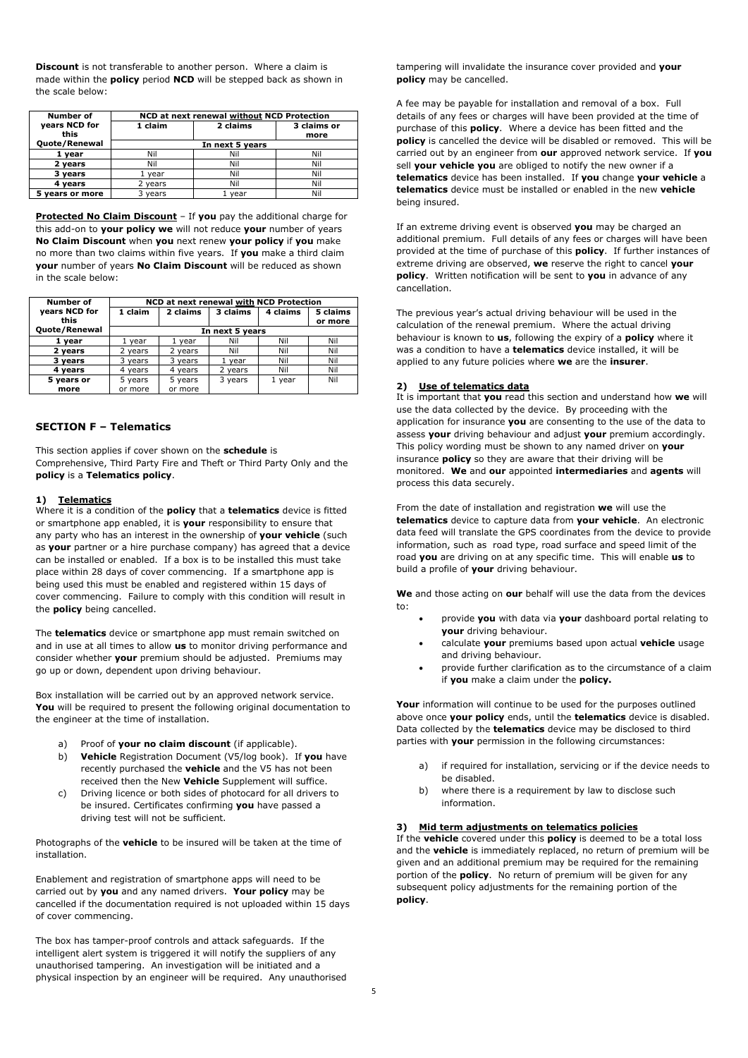**Discount** is not transferable to another person. Where a claim is made within the **policy** period **NCD** will be stepped back as shown in the scale below:

| Number of years NCD for this Quote/Renewal | NCD at next renewal without NCD Protection | | |
|---|---|---|---|
| | 1 claim | 2 claims | 3 claims or more |
| | In next 5 years | | |
| **1 year** | Nil | Nil | Nil |
| **2 years** | Nil | Nil | Nil |
| **3 years** | 1 year | Nil | Nil |
| **4 years** | 2 years | Nil | Nil |
| **5 years or more** | 3 years | 1 year | Nil |

**Protected No Claim Discount** – If **you** pay the additional charge for this add-on to **your policy we** will not reduce **your** number of years **No Claim Discount** when **you** next renew **your policy** if **you** make no more than two claims within five years. If **you** make a third claim **your** number of years **No Claim Discount** will be reduced as shown in the scale below:

| Number of years NCD for this Quote/Renewal | NCD at next renewal with NCD Protection | | | | |
|---|---|---|---|---|---|
| | 1 claim | 2 claims | 3 claims | 4 claims | 5 claims or more |
| | In next 5 years | | | | |
| **1 year** | 1 year | 1 year | Nil | Nil | Nil |
| **2 years** | 2 years | 2 years | Nil | Nil | Nil |
| **3 years** | 3 years | 3 years | 1 year | Nil | Nil |
| **4 years** | 4 years | 4 years | 2 years | Nil | Nil |
| **5 years or more** | 5 years or more | 5 years or more | 3 years | 1 year | Nil |

## SECTION F – Telematics

This section applies if cover shown on the **schedule** is Comprehensive, Third Party Fire and Theft or Third Party Only and the **policy** is a **Telematics policy**.

### 1) Telematics

Where it is a condition of the **policy** that a **telematics** device is fitted or smartphone app enabled, it is **your** responsibility to ensure that any party who has an interest in the ownership of **your vehicle** (such as **your** partner or a hire purchase company) has agreed that a device can be installed or enabled. If a box is to be installed this must take place within 28 days of cover commencing. If a smartphone app is being used this must be enabled and registered within 15 days of cover commencing. Failure to comply with this condition will result in the **policy** being cancelled.

The **telematics** device or smartphone app must remain switched on and in use at all times to allow **us** to monitor driving performance and consider whether **your** premium should be adjusted. Premiums may go up or down, dependent upon driving behaviour.

Box installation will be carried out by an approved network service. **You** will be required to present the following original documentation to the engineer at the time of installation.

a) Proof of **your no claim discount** (if applicable).
b) **Vehicle** Registration Document (V5/log book). If **you** have recently purchased the **vehicle** and the V5 has not been received then the New **Vehicle** Supplement will suffice.
c) Driving licence or both sides of photocard for all drivers to be insured. Certificates confirming **you** have passed a driving test will not be sufficient.

Photographs of the **vehicle** to be insured will be taken at the time of installation.

Enablement and registration of smartphone apps will need to be carried out by **you** and any named drivers. **Your policy** may be cancelled if the documentation required is not uploaded within 15 days of cover commencing.

The box has tamper-proof controls and attack safeguards. If the intelligent alert system is triggered it will notify the suppliers of any unauthorised tampering. An investigation will be initiated and a physical inspection by an engineer will be required. Any unauthorised tampering will invalidate the insurance cover provided and **your policy** may be cancelled.

A fee may be payable for installation and removal of a box. Full details of any fees or charges will have been provided at the time of purchase of this **policy**. Where a device has been fitted and the **policy** is cancelled the device will be disabled or removed. This will be carried out by an engineer from **our** approved network service. If **you** sell **your vehicle you** are obliged to notify the new owner if a **telematics** device has been installed. If **you** change **your vehicle** a **telematics** device must be installed or enabled in the new **vehicle** being insured.

If an extreme driving event is observed **you** may be charged an additional premium. Full details of any fees or charges will have been provided at the time of purchase of this **policy**. If further instances of extreme driving are observed, **we** reserve the right to cancel **your policy**. Written notification will be sent to **you** in advance of any cancellation.

The previous year's actual driving behaviour will be used in the calculation of the renewal premium. Where the actual driving behaviour is known to **us**, following the expiry of a **policy** where it was a condition to have a **telematics** device installed, it will be applied to any future policies where **we** are the **insurer**.

### 2) Use of telematics data

It is important that **you** read this section and understand how **we** will use the data collected by the device. By proceeding with the application for insurance **you** are consenting to the use of the data to assess **your** driving behaviour and adjust **your** premium accordingly. This policy wording must be shown to any named driver on **your** insurance **policy** so they are aware that their driving will be monitored. **We** and **our** appointed **intermediaries** and **agents** will process this data securely.

From the date of installation and registration **we** will use the **telematics** device to capture data from **your vehicle**. An electronic data feed will translate the GPS coordinates from the device to provide information, such as road type, road surface and speed limit of the road **you** are driving on at any specific time. This will enable **us** to build a profile of **your** driving behaviour.

**We** and those acting on **our** behalf will use the data from the devices to:

- provide **you** with data via **your** dashboard portal relating to **your** driving behaviour.
- calculate **your** premiums based upon actual **vehicle** usage and driving behaviour.
- provide further clarification as to the circumstance of a claim if **you** make a claim under the **policy.**

**Your** information will continue to be used for the purposes outlined above once **your policy** ends, until the **telematics** device is disabled. Data collected by the **telematics** device may be disclosed to third parties with **your** permission in the following circumstances:

a) if required for installation, servicing or if the device needs to be disabled.
b) where there is a requirement by law to disclose such information.

### 3) Mid term adjustments on telematics policies

If the **vehicle** covered under this **policy** is deemed to be a total loss and the **vehicle** is immediately replaced, no return of premium will be given and an additional premium may be required for the remaining portion of the **policy**. No return of premium will be given for any subsequent policy adjustments for the remaining portion of the **policy**.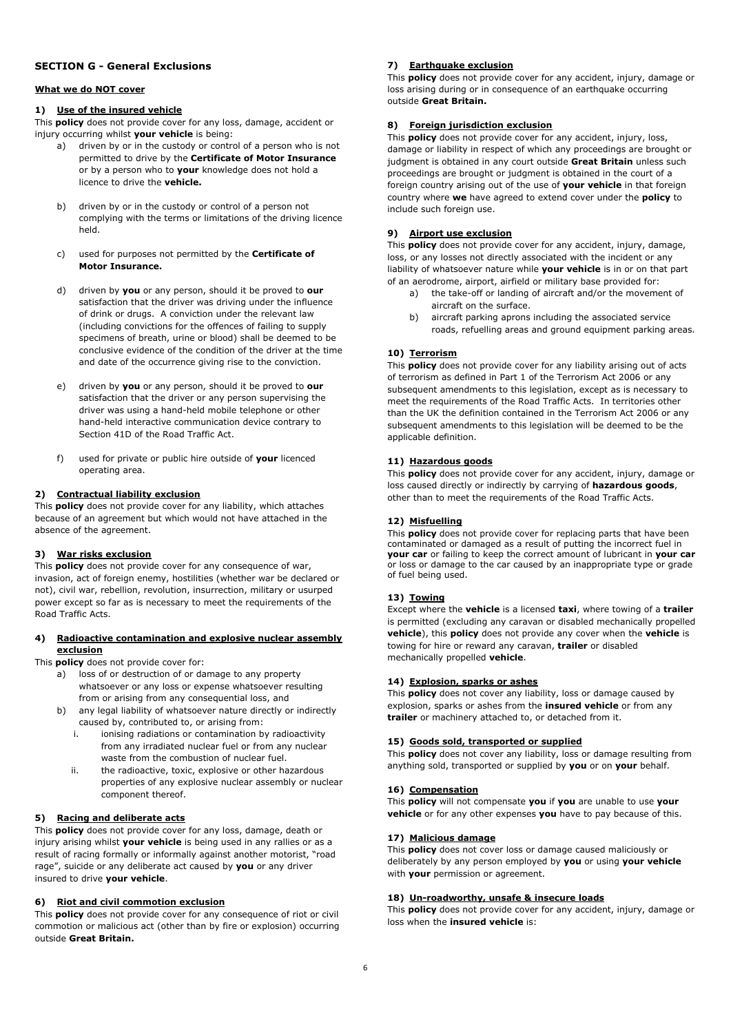## SECTION G - General Exclusions

**What we do NOT cover**

**1) Use of the insured vehicle**

This **policy** does not provide cover for any loss, damage, accident or injury occurring whilst **your vehicle** is being:

a) driven by or in the custody or control of a person who is not permitted to drive by the **Certificate of Motor Insurance** or by a person who to **your** knowledge does not hold a licence to drive the **vehicle.**

b) driven by or in the custody or control of a person not complying with the terms or limitations of the driving licence held.

c) used for purposes not permitted by the **Certificate of Motor Insurance.**

d) driven by **you** or any person, should it be proved to **our** satisfaction that the driver was driving under the influence of drink or drugs. A conviction under the relevant law (including convictions for the offences of failing to supply specimens of breath, urine or blood) shall be deemed to be conclusive evidence of the condition of the driver at the time and date of the occurrence giving rise to the conviction.

e) driven by **you** or any person, should it be proved to **our** satisfaction that the driver or any person supervising the driver was using a hand-held mobile telephone or other hand-held interactive communication device contrary to Section 41D of the Road Traffic Act.

f) used for private or public hire outside of **your** licenced operating area.

**2) Contractual liability exclusion**

This **policy** does not provide cover for any liability, which attaches because of an agreement but which would not have attached in the absence of the agreement.

**3) War risks exclusion**

This **policy** does not provide cover for any consequence of war, invasion, act of foreign enemy, hostilities (whether war be declared or not), civil war, rebellion, revolution, insurrection, military or usurped power except so far as is necessary to meet the requirements of the Road Traffic Acts.

**4) Radioactive contamination and explosive nuclear assembly exclusion**

This **policy** does not provide cover for:

a) loss of or destruction of or damage to any property whatsoever or any loss or expense whatsoever resulting from or arising from any consequential loss, and

b) any legal liability of whatsoever nature directly or indirectly caused by, contributed to, or arising from:

   i. ionising radiations or contamination by radioactivity from any irradiated nuclear fuel or from any nuclear waste from the combustion of nuclear fuel.

   ii. the radioactive, toxic, explosive or other hazardous properties of any explosive nuclear assembly or nuclear component thereof.

**5) Racing and deliberate acts**

This **policy** does not provide cover for any loss, damage, death or injury arising whilst **your vehicle** is being used in any rallies or as a result of racing formally or informally against another motorist, "road rage", suicide or any deliberate act caused by **you** or any driver insured to drive **your vehicle**.

**6) Riot and civil commotion exclusion**

This **policy** does not provide cover for any consequence of riot or civil commotion or malicious act (other than by fire or explosion) occurring outside **Great Britain.**

**7) Earthquake exclusion**

This **policy** does not provide cover for any accident, injury, damage or loss arising during or in consequence of an earthquake occurring outside **Great Britain.**

**8) Foreign jurisdiction exclusion**

This **policy** does not provide cover for any accident, injury, loss, damage or liability in respect of which any proceedings are brought or judgment is obtained in any court outside **Great Britain** unless such proceedings are brought or judgment is obtained in the court of a foreign country arising out of the use of **your vehicle** in that foreign country where **we** have agreed to extend cover under the **policy** to include such foreign use.

**9) Airport use exclusion**

This **policy** does not provide cover for any accident, injury, damage, loss, or any losses not directly associated with the incident or any liability of whatsoever nature while **your vehicle** is in or on that part of an aerodrome, airport, airfield or military base provided for:

a) the take-off or landing of aircraft and/or the movement of aircraft on the surface.

b) aircraft parking aprons including the associated service roads, refuelling areas and ground equipment parking areas.

**10) Terrorism**

This **policy** does not provide cover for any liability arising out of acts of terrorism as defined in Part 1 of the Terrorism Act 2006 or any subsequent amendments to this legislation, except as is necessary to meet the requirements of the Road Traffic Acts. In territories other than the UK the definition contained in the Terrorism Act 2006 or any subsequent amendments to this legislation will be deemed to be the applicable definition.

**11) Hazardous goods**

This **policy** does not provide cover for any accident, injury, damage or loss caused directly or indirectly by carrying of **hazardous goods**, other than to meet the requirements of the Road Traffic Acts.

**12) Misfuelling**

This **policy** does not provide cover for replacing parts that have been contaminated or damaged as a result of putting the incorrect fuel in **your car** or failing to keep the correct amount of lubricant in **your car** or loss or damage to the car caused by an inappropriate type or grade of fuel being used.

**13) Towing**

Except where the **vehicle** is a licensed **taxi**, where towing of a **trailer** is permitted (excluding any caravan or disabled mechanically propelled **vehicle**), this **policy** does not provide any cover when the **vehicle** is towing for hire or reward any caravan, **trailer** or disabled mechanically propelled **vehicle**.

**14) Explosion, sparks or ashes**

This **policy** does not cover any liability, loss or damage caused by explosion, sparks or ashes from the **insured vehicle** or from any **trailer** or machinery attached to, or detached from it.

**15) Goods sold, transported or supplied**

This **policy** does not cover any liability, loss or damage resulting from anything sold, transported or supplied by **you** or on **your** behalf.

**16) Compensation**

This **policy** will not compensate **you** if **you** are unable to use **your vehicle** or for any other expenses **you** have to pay because of this.

**17) Malicious damage**

This **policy** does not cover loss or damage caused maliciously or deliberately by any person employed by **you** or using **your vehicle** with **your** permission or agreement.

**18) Un-roadworthy, unsafe & insecure loads**

This **policy** does not provide cover for any accident, injury, damage or loss when the **insured vehicle** is: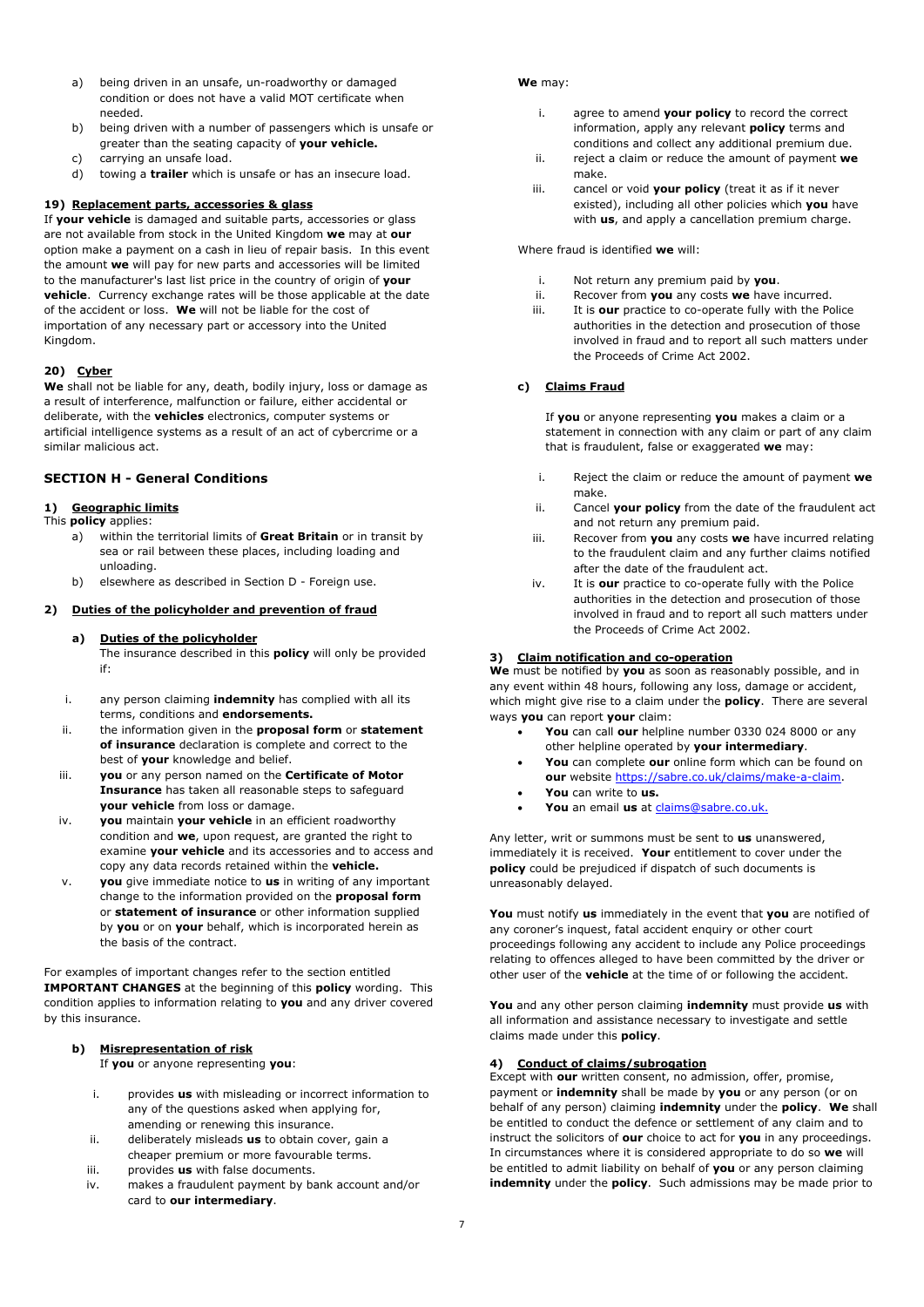a) being driven in an unsafe, un-roadworthy or damaged condition or does not have a valid MOT certificate when needed.
b) being driven with a number of passengers which is unsafe or greater than the seating capacity of **your vehicle.**
c) carrying an unsafe load.
d) towing a **trailer** which is unsafe or has an insecure load.

**19) Replacement parts, accessories & glass**

If **your vehicle** is damaged and suitable parts, accessories or glass are not available from stock in the United Kingdom **we** may at **our** option make a payment on a cash in lieu of repair basis. In this event the amount **we** will pay for new parts and accessories will be limited to the manufacturer's last list price in the country of origin of **your vehicle**. Currency exchange rates will be those applicable at the date of the accident or loss. **We** will not be liable for the cost of importation of any necessary part or accessory into the United Kingdom.

**20) Cyber**

**We** shall not be liable for any, death, bodily injury, loss or damage as a result of interference, malfunction or failure, either accidental or deliberate, with the **vehicles** electronics, computer systems or artificial intelligence systems as a result of an act of cybercrime or a similar malicious act.

## SECTION H - General Conditions

**1) Geographic limits**

This **policy** applies:

a) within the territorial limits of **Great Britain** or in transit by sea or rail between these places, including loading and unloading.
b) elsewhere as described in Section D - Foreign use.

**2) Duties of the policyholder and prevention of fraud**

**a) Duties of the policyholder**

The insurance described in this **policy** will only be provided if:

i. any person claiming **indemnity** has complied with all its terms, conditions and **endorsements.**
ii. the information given in the **proposal form** or **statement of insurance** declaration is complete and correct to the best of **your** knowledge and belief.
iii. **you** or any person named on the **Certificate of Motor Insurance** has taken all reasonable steps to safeguard **your vehicle** from loss or damage.
iv. **you** maintain **your vehicle** in an efficient roadworthy condition and **we**, upon request, are granted the right to examine **your vehicle** and its accessories and to access and copy any data records retained within the **vehicle.**
v. **you** give immediate notice to **us** in writing of any important change to the information provided on the **proposal form** or **statement of insurance** or other information supplied by **you** or on **your** behalf, which is incorporated herein as the basis of the contract.

For examples of important changes refer to the section entitled **IMPORTANT CHANGES** at the beginning of this **policy** wording. This condition applies to information relating to **you** and any driver covered by this insurance.

**b) Misrepresentation of risk**

If **you** or anyone representing **you**:

i. provides **us** with misleading or incorrect information to any of the questions asked when applying for, amending or renewing this insurance.
ii. deliberately misleads **us** to obtain cover, gain a cheaper premium or more favourable terms.
iii. provides **us** with false documents.
iv. makes a fraudulent payment by bank account and/or card to **our intermediary**.

**We** may:

i. agree to amend **your policy** to record the correct information, apply any relevant **policy** terms and conditions and collect any additional premium due.
ii. reject a claim or reduce the amount of payment **we** make.
iii. cancel or void **your policy** (treat it as if it never existed), including all other policies which **you** have with **us**, and apply a cancellation premium charge.

Where fraud is identified **we** will:

i. Not return any premium paid by **you**.
ii. Recover from **you** any costs **we** have incurred.
iii. It is **our** practice to co-operate fully with the Police authorities in the detection and prosecution of those involved in fraud and to report all such matters under the Proceeds of Crime Act 2002.

**c) Claims Fraud**

If **you** or anyone representing **you** makes a claim or a statement in connection with any claim or part of any claim that is fraudulent, false or exaggerated **we** may:

i. Reject the claim or reduce the amount of payment **we** make.
ii. Cancel **your policy** from the date of the fraudulent act and not return any premium paid.
iii. Recover from **you** any costs **we** have incurred relating to the fraudulent claim and any further claims notified after the date of the fraudulent act.
iv. It is **our** practice to co-operate fully with the Police authorities in the detection and prosecution of those involved in fraud and to report all such matters under the Proceeds of Crime Act 2002.

**3) Claim notification and co-operation**

**We** must be notified by **you** as soon as reasonably possible, and in any event within 48 hours, following any loss, damage or accident, which might give rise to a claim under the **policy**. There are several ways **you** can report **your** claim:

- **You** can call **our** helpline number 0330 024 8000 or any other helpline operated by **your intermediary**.
- **You** can complete **our** online form which can be found on **our** website https://sabre.co.uk/claims/make-a-claim.
- **You** can write to **us.**
- **You** an email **us** at claims@sabre.co.uk.

Any letter, writ or summons must be sent to **us** unanswered, immediately it is received. **Your** entitlement to cover under the **policy** could be prejudiced if dispatch of such documents is unreasonably delayed.

**You** must notify **us** immediately in the event that **you** are notified of any coroner's inquest, fatal accident enquiry or other court proceedings following any accident to include any Police proceedings relating to offences alleged to have been committed by the driver or other user of the **vehicle** at the time of or following the accident.

**You** and any other person claiming **indemnity** must provide **us** with all information and assistance necessary to investigate and settle claims made under this **policy**.

**4) Conduct of claims/subrogation**

Except with **our** written consent, no admission, offer, promise, payment or **indemnity** shall be made by **you** or any person (or on behalf of any person) claiming **indemnity** under the **policy**. **We** shall be entitled to conduct the defence or settlement of any claim and to instruct the solicitors of **our** choice to act for **you** in any proceedings. In circumstances where it is considered appropriate to do so **we** will be entitled to admit liability on behalf of **you** or any person claiming **indemnity** under the **policy**. Such admissions may be made prior to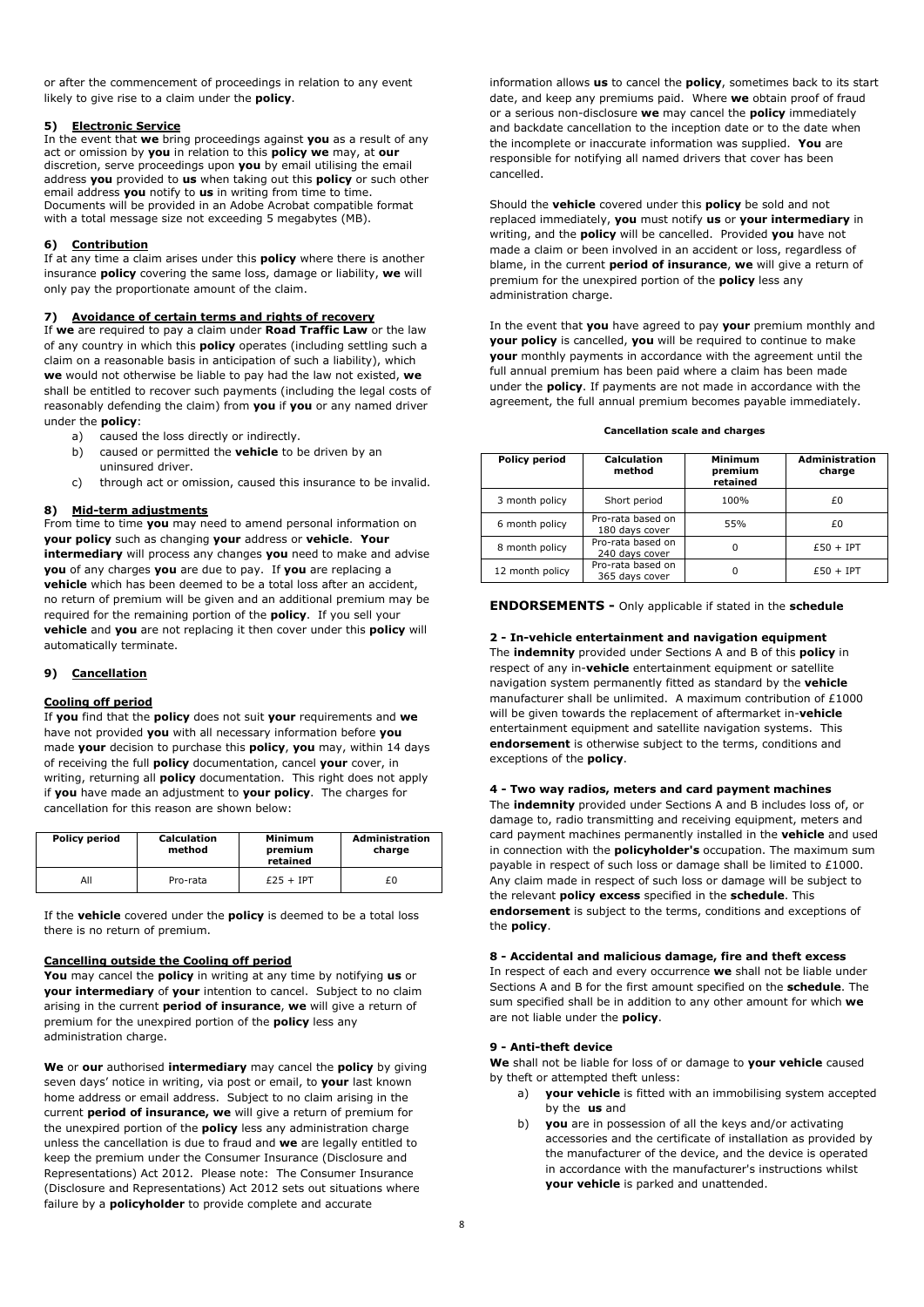or after the commencement of proceedings in relation to any event likely to give rise to a claim under the **policy**.

#### 5) Electronic Service

In the event that **we** bring proceedings against **you** as a result of any act or omission by **you** in relation to this **policy we** may, at **our** discretion, serve proceedings upon **you** by email utilising the email address **you** provided to **us** when taking out this **policy** or such other email address **you** notify to **us** in writing from time to time. Documents will be provided in an Adobe Acrobat compatible format with a total message size not exceeding 5 megabytes (MB).

#### 6) Contribution

If at any time a claim arises under this **policy** where there is another insurance **policy** covering the same loss, damage or liability, **we** will only pay the proportionate amount of the claim.

#### 7) Avoidance of certain terms and rights of recovery

If **we** are required to pay a claim under **Road Traffic Law** or the law of any country in which this **policy** operates (including settling such a claim on a reasonable basis in anticipation of such a liability), which **we** would not otherwise be liable to pay had the law not existed, **we** shall be entitled to recover such payments (including the legal costs of reasonably defending the claim) from **you** if **you** or any named driver under the **policy**:

a) caused the loss directly or indirectly.
b) caused or permitted the **vehicle** to be driven by an uninsured driver.
c) through act or omission, caused this insurance to be invalid.

#### 8) Mid-term adjustments

From time to time **you** may need to amend personal information on **your policy** such as changing **your** address or **vehicle**. **Your intermediary** will process any changes **you** need to make and advise **you** of any charges **you** are due to pay. If **you** are replacing a **vehicle** which has been deemed to be a total loss after an accident, no return of premium will be given and an additional premium may be required for the remaining portion of the **policy**. If you sell your **vehicle** and **you** are not replacing it then cover under this **policy** will automatically terminate.

#### 9) Cancellation

**Cooling off period**

If **you** find that the **policy** does not suit **your** requirements and **we** have not provided **you** with all necessary information before **you** made **your** decision to purchase this **policy**, **you** may, within 14 days of receiving the full **policy** documentation, cancel **your** cover, in writing, returning all **policy** documentation. This right does not apply if **you** have made an adjustment to **your policy**. The charges for cancellation for this reason are shown below:

| Policy period | Calculation method | Minimum premium retained | Administration charge |
|---|---|---|---|
| All | Pro-rata | £25 + IPT | £0 |

If the **vehicle** covered under the **policy** is deemed to be a total loss there is no return of premium.

**Cancelling outside the Cooling off period**

**You** may cancel the **policy** in writing at any time by notifying **us** or **your intermediary** of **your** intention to cancel. Subject to no claim arising in the current **period of insurance**, **we** will give a return of premium for the unexpired portion of the **policy** less any administration charge.

**We** or **our** authorised **intermediary** may cancel the **policy** by giving seven days' notice in writing, via post or email, to **your** last known home address or email address. Subject to no claim arising in the current **period of insurance, we** will give a return of premium for the unexpired portion of the **policy** less any administration charge unless the cancellation is due to fraud and **we** are legally entitled to keep the premium under the Consumer Insurance (Disclosure and Representations) Act 2012. Please note: The Consumer Insurance (Disclosure and Representations) Act 2012 sets out situations where failure by a **policyholder** to provide complete and accurate information allows **us** to cancel the **policy**, sometimes back to its start date, and keep any premiums paid. Where **we** obtain proof of fraud or a serious non-disclosure **we** may cancel the **policy** immediately and backdate cancellation to the inception date or to the date when the incomplete or inaccurate information was supplied. **You** are responsible for notifying all named drivers that cover has been cancelled.

Should the **vehicle** covered under this **policy** be sold and not replaced immediately, **you** must notify **us** or **your intermediary** in writing, and the **policy** will be cancelled. Provided **you** have not made a claim or been involved in an accident or loss, regardless of blame, in the current **period of insurance**, **we** will give a return of premium for the unexpired portion of the **policy** less any administration charge.

In the event that **you** have agreed to pay **your** premium monthly and **your policy** is cancelled, **you** will be required to continue to make **your** monthly payments in accordance with the agreement until the full annual premium has been paid where a claim has been made under the **policy**. If payments are not made in accordance with the agreement, the full annual premium becomes payable immediately.

**Cancellation scale and charges**

| Policy period | Calculation method | Minimum premium retained | Administration charge |
|---|---|---|---|
| 3 month policy | Short period | 100% | £0 |
| 6 month policy | Pro-rata based on 180 days cover | 55% | £0 |
| 8 month policy | Pro-rata based on 240 days cover | 0 | £50 + IPT |
| 12 month policy | Pro-rata based on 365 days cover | 0 | £50 + IPT |

### ENDORSEMENTS - Only applicable if stated in the schedule

#### 2 - In-vehicle entertainment and navigation equipment

The **indemnity** provided under Sections A and B of this **policy** in respect of any in-**vehicle** entertainment equipment or satellite navigation system permanently fitted as standard by the **vehicle** manufacturer shall be unlimited. A maximum contribution of £1000 will be given towards the replacement of aftermarket in-**vehicle** entertainment equipment and satellite navigation systems. This **endorsement** is otherwise subject to the terms, conditions and exceptions of the **policy**.

#### 4 - Two way radios, meters and card payment machines

The **indemnity** provided under Sections A and B includes loss of, or damage to, radio transmitting and receiving equipment, meters and card payment machines permanently installed in the **vehicle** and used in connection with the **policyholder's** occupation. The maximum sum payable in respect of such loss or damage shall be limited to £1000. Any claim made in respect of such loss or damage will be subject to the relevant **policy excess** specified in the **schedule**. This **endorsement** is subject to the terms, conditions and exceptions of the **policy**.

#### 8 - Accidental and malicious damage, fire and theft excess

In respect of each and every occurrence **we** shall not be liable under Sections A and B for the first amount specified on the **schedule**. The sum specified shall be in addition to any other amount for which **we** are not liable under the **policy**.

#### 9 - Anti-theft device

**We** shall not be liable for loss of or damage to **your vehicle** caused by theft or attempted theft unless:

a) **your vehicle** is fitted with an immobilising system accepted by the **us** and
b) **you** are in possession of all the keys and/or activating accessories and the certificate of installation as provided by the manufacturer of the device, and the device is operated in accordance with the manufacturer's instructions whilst **your vehicle** is parked and unattended.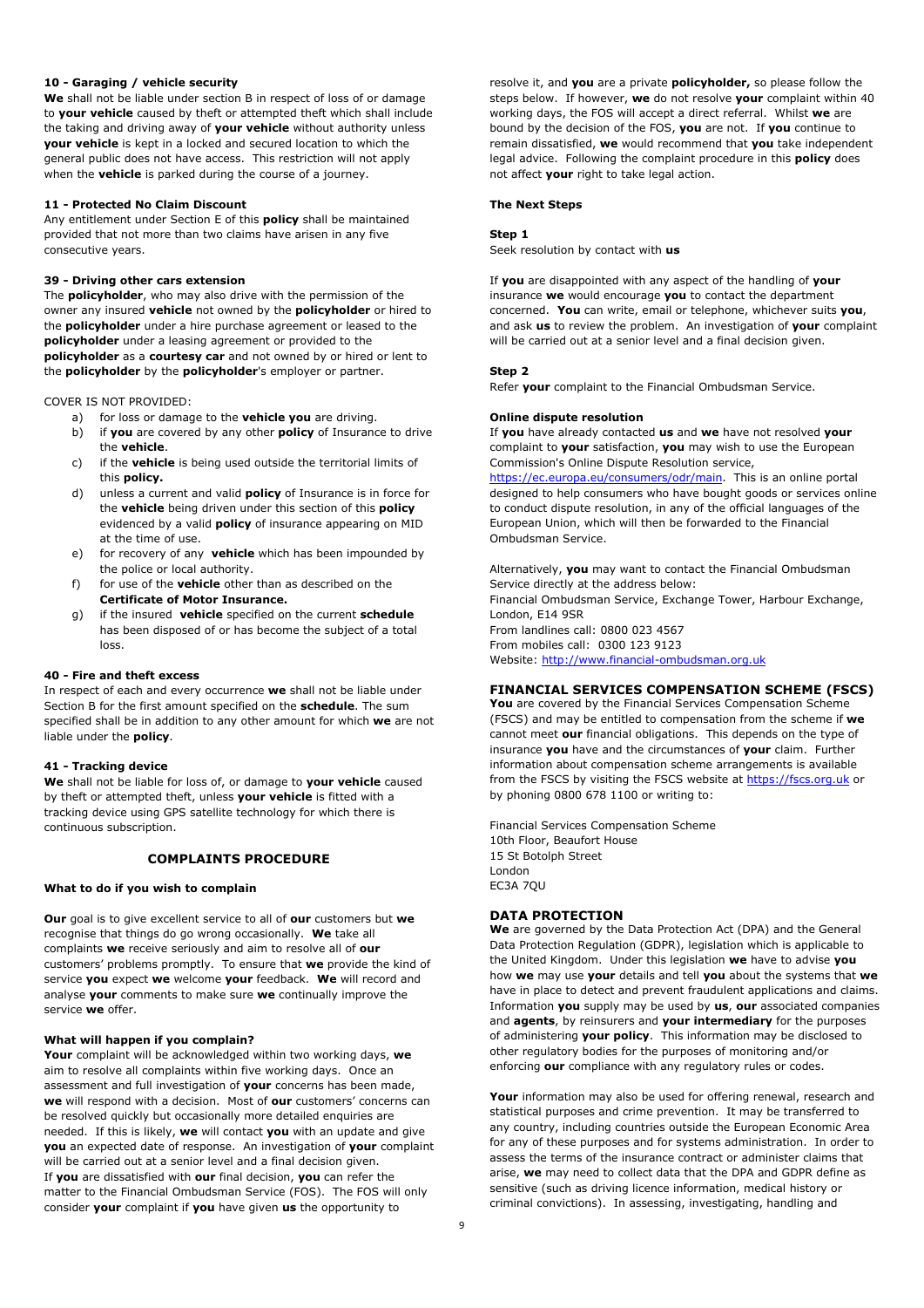#### 10 - Garaging / vehicle security

**We** shall not be liable under section B in respect of loss of or damage to **your vehicle** caused by theft or attempted theft which shall include the taking and driving away of **your vehicle** without authority unless **your vehicle** is kept in a locked and secured location to which the general public does not have access. This restriction will not apply when the **vehicle** is parked during the course of a journey.

#### 11 - Protected No Claim Discount

Any entitlement under Section E of this **policy** shall be maintained provided that not more than two claims have arisen in any five consecutive years.

#### 39 - Driving other cars extension

The **policyholder**, who may also drive with the permission of the owner any insured **vehicle** not owned by the **policyholder** or hired to the **policyholder** under a hire purchase agreement or leased to the **policyholder** under a leasing agreement or provided to the **policyholder** as a **courtesy car** and not owned by or hired or lent to the **policyholder** by the **policyholder**'s employer or partner.

COVER IS NOT PROVIDED:

a) for loss or damage to the **vehicle you** are driving.
b) if **you** are covered by any other **policy** of Insurance to drive the **vehicle**.
c) if the **vehicle** is being used outside the territorial limits of this **policy.**
d) unless a current and valid **policy** of Insurance is in force for the **vehicle** being driven under this section of this **policy** evidenced by a valid **policy** of insurance appearing on MID at the time of use.
e) for recovery of any **vehicle** which has been impounded by the police or local authority.
f) for use of the **vehicle** other than as described on the **Certificate of Motor Insurance.**
g) if the insured **vehicle** specified on the current **schedule** has been disposed of or has become the subject of a total loss.

#### 40 - Fire and theft excess

In respect of each and every occurrence **we** shall not be liable under Section B for the first amount specified on the **schedule**. The sum specified shall be in addition to any other amount for which **we** are not liable under the **policy**.

#### 41 - Tracking device

**We** shall not be liable for loss of, or damage to **your vehicle** caused by theft or attempted theft, unless **your vehicle** is fitted with a tracking device using GPS satellite technology for which there is continuous subscription.

## COMPLAINTS PROCEDURE

#### What to do if you wish to complain

**Our** goal is to give excellent service to all of **our** customers but **we** recognise that things do go wrong occasionally. **We** take all complaints **we** receive seriously and aim to resolve all of **our** customers' problems promptly. To ensure that **we** provide the kind of service **you** expect **we** welcome **your** feedback. **We** will record and analyse **your** comments to make sure **we** continually improve the service **we** offer.

#### What will happen if you complain?

**Your** complaint will be acknowledged within two working days, **we** aim to resolve all complaints within five working days. Once an assessment and full investigation of **your** concerns has been made, **we** will respond with a decision. Most of **our** customers' concerns can be resolved quickly but occasionally more detailed enquiries are needed. If this is likely, **we** will contact **you** with an update and give **you** an expected date of response. An investigation of **your** complaint will be carried out at a senior level and a final decision given.
If **you** are dissatisfied with **our** final decision, **you** can refer the matter to the Financial Ombudsman Service (FOS). The FOS will only consider **your** complaint if **you** have given **us** the opportunity to resolve it, and **you** are a private **policyholder,** so please follow the steps below. If however, **we** do not resolve **your** complaint within 40 working days, the FOS will accept a direct referral. Whilst **we** are bound by the decision of the FOS, **you** are not. If **you** continue to remain dissatisfied, **we** would recommend that **you** take independent legal advice. Following the complaint procedure in this **policy** does not affect **your** right to take legal action.

#### The Next Steps

**Step 1**
Seek resolution by contact with **us**

If **you** are disappointed with any aspect of the handling of **your** insurance **we** would encourage **you** to contact the department concerned. **You** can write, email or telephone, whichever suits **you**, and ask **us** to review the problem. An investigation of **your** complaint will be carried out at a senior level and a final decision given.

**Step 2**
Refer **your** complaint to the Financial Ombudsman Service.

#### Online dispute resolution

If **you** have already contacted **us** and **we** have not resolved **your** complaint to **your** satisfaction, **you** may wish to use the European Commission's Online Dispute Resolution service, https://ec.europa.eu/consumers/odr/main. This is an online portal designed to help consumers who have bought goods or services online to conduct dispute resolution, in any of the official languages of the European Union, which will then be forwarded to the Financial Ombudsman Service.

Alternatively, **you** may want to contact the Financial Ombudsman Service directly at the address below:
Financial Ombudsman Service, Exchange Tower, Harbour Exchange, London, E14 9SR
From landlines call: 0800 023 4567
From mobiles call: 0300 123 9123
Website: http://www.financial-ombudsman.org.uk

## FINANCIAL SERVICES COMPENSATION SCHEME (FSCS)

**You** are covered by the Financial Services Compensation Scheme (FSCS) and may be entitled to compensation from the scheme if **we** cannot meet **our** financial obligations. This depends on the type of insurance **you** have and the circumstances of **your** claim. Further information about compensation scheme arrangements is available from the FSCS by visiting the FSCS website at https://fscs.org.uk or by phoning 0800 678 1100 or writing to:

Financial Services Compensation Scheme
10th Floor, Beaufort House
15 St Botolph Street
London
EC3A 7QU

## DATA PROTECTION

**We** are governed by the Data Protection Act (DPA) and the General Data Protection Regulation (GDPR), legislation which is applicable to the United Kingdom. Under this legislation **we** have to advise **you** how **we** may use **your** details and tell **you** about the systems that **we** have in place to detect and prevent fraudulent applications and claims. Information **you** supply may be used by **us**, **our** associated companies and **agents**, by reinsurers and **your intermediary** for the purposes of administering **your policy**. This information may be disclosed to other regulatory bodies for the purposes of monitoring and/or enforcing **our** compliance with any regulatory rules or codes.

**Your** information may also be used for offering renewal, research and statistical purposes and crime prevention. It may be transferred to any country, including countries outside the European Economic Area for any of these purposes and for systems administration. In order to assess the terms of the insurance contract or administer claims that arise, **we** may need to collect data that the DPA and GDPR define as sensitive (such as driving licence information, medical history or criminal convictions). In assessing, investigating, handling and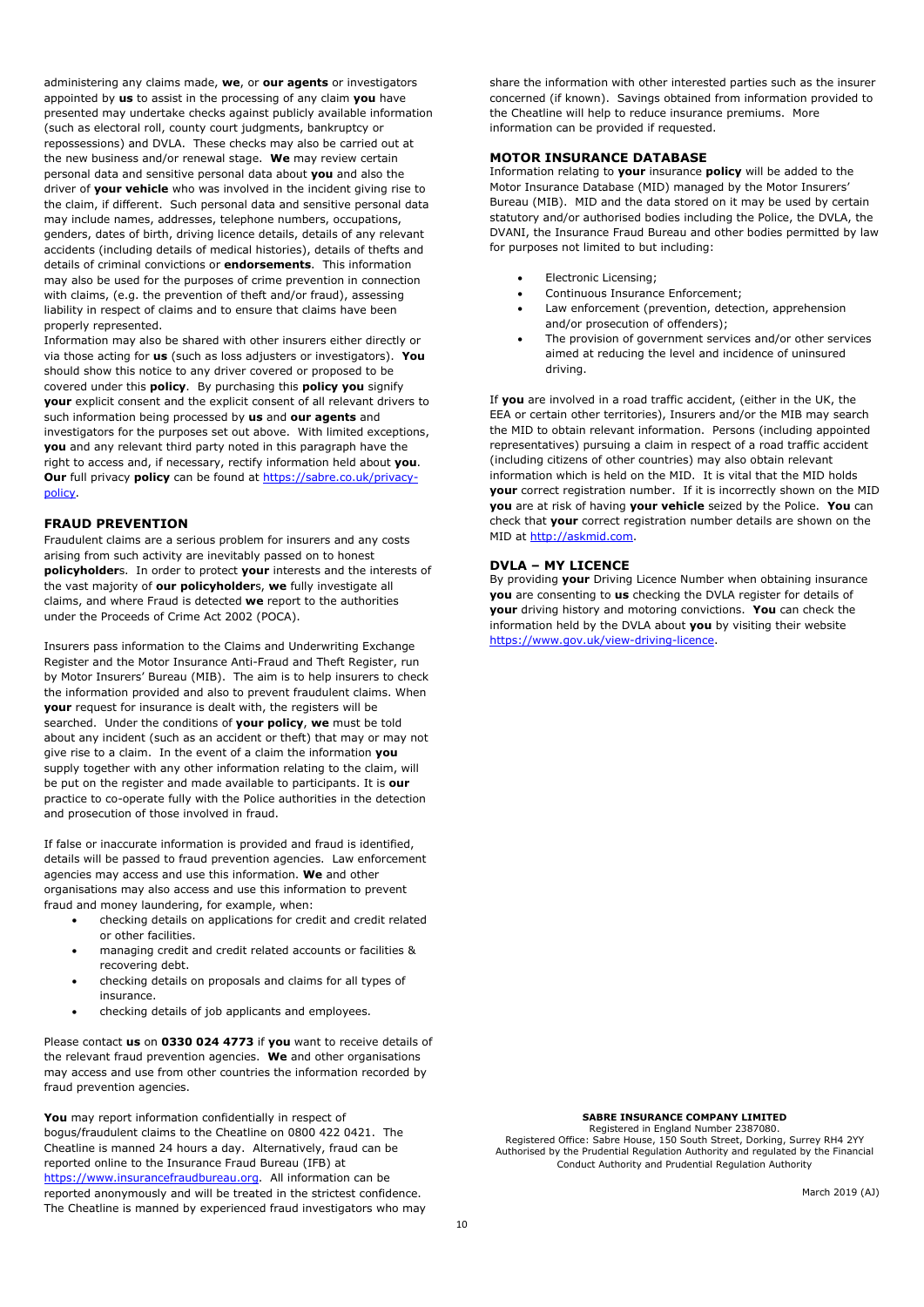administering any claims made, **we**, or **our agents** or investigators appointed by **us** to assist in the processing of any claim **you** have presented may undertake checks against publicly available information (such as electoral roll, county court judgments, bankruptcy or repossessions) and DVLA. These checks may also be carried out at the new business and/or renewal stage. **We** may review certain personal data and sensitive personal data about **you** and also the driver of **your vehicle** who was involved in the incident giving rise to the claim, if different. Such personal data and sensitive personal data may include names, addresses, telephone numbers, occupations, genders, dates of birth, driving licence details, details of any relevant accidents (including details of medical histories), details of thefts and details of criminal convictions or **endorsements**. This information may also be used for the purposes of crime prevention in connection with claims, (e.g. the prevention of theft and/or fraud), assessing liability in respect of claims and to ensure that claims have been properly represented.
Information may also be shared with other insurers either directly or via those acting for **us** (such as loss adjusters or investigators). **You** should show this notice to any driver covered or proposed to be covered under this **policy**. By purchasing this **policy you** signify **your** explicit consent and the explicit consent of all relevant drivers to such information being processed by **us** and **our agents** and investigators for the purposes set out above. With limited exceptions, **you** and any relevant third party noted in this paragraph have the right to access and, if necessary, rectify information held about **you**. **Our** full privacy **policy** can be found at https://sabre.co.uk/privacy-policy.

## FRAUD PREVENTION

Fraudulent claims are a serious problem for insurers and any costs arising from such activity are inevitably passed on to honest **policyholder**s. In order to protect **your** interests and the interests of the vast majority of **our policyholder**s, **we** fully investigate all claims, and where Fraud is detected **we** report to the authorities under the Proceeds of Crime Act 2002 (POCA).

Insurers pass information to the Claims and Underwriting Exchange Register and the Motor Insurance Anti-Fraud and Theft Register, run by Motor Insurers' Bureau (MIB). The aim is to help insurers to check the information provided and also to prevent fraudulent claims. When **your** request for insurance is dealt with, the registers will be searched. Under the conditions of **your policy**, **we** must be told about any incident (such as an accident or theft) that may or may not give rise to a claim. In the event of a claim the information **you** supply together with any other information relating to the claim, will be put on the register and made available to participants. It is **our** practice to co-operate fully with the Police authorities in the detection and prosecution of those involved in fraud.

If false or inaccurate information is provided and fraud is identified, details will be passed to fraud prevention agencies. Law enforcement agencies may access and use this information. **We** and other organisations may also access and use this information to prevent fraud and money laundering, for example, when:

- checking details on applications for credit and credit related or other facilities.
- managing credit and credit related accounts or facilities & recovering debt.
- checking details on proposals and claims for all types of insurance.
- checking details of job applicants and employees.

Please contact **us** on **0330 024 4773** if **you** want to receive details of the relevant fraud prevention agencies. **We** and other organisations may access and use from other countries the information recorded by fraud prevention agencies.

**You** may report information confidentially in respect of bogus/fraudulent claims to the Cheatline on 0800 422 0421. The Cheatline is manned 24 hours a day. Alternatively, fraud can be reported online to the Insurance Fraud Bureau (IFB) at https://www.insurancefraudbureau.org. All information can be reported anonymously and will be treated in the strictest confidence. The Cheatline is manned by experienced fraud investigators who may share the information with other interested parties such as the insurer concerned (if known). Savings obtained from information provided to the Cheatline will help to reduce insurance premiums. More information can be provided if requested.

## MOTOR INSURANCE DATABASE

Information relating to **your** insurance **policy** will be added to the Motor Insurance Database (MID) managed by the Motor Insurers' Bureau (MIB). MID and the data stored on it may be used by certain statutory and/or authorised bodies including the Police, the DVLA, the DVANI, the Insurance Fraud Bureau and other bodies permitted by law for purposes not limited to but including:

- Electronic Licensing;
- Continuous Insurance Enforcement;
- Law enforcement (prevention, detection, apprehension and/or prosecution of offenders);
- The provision of government services and/or other services aimed at reducing the level and incidence of uninsured driving.

If **you** are involved in a road traffic accident, (either in the UK, the EEA or certain other territories), Insurers and/or the MIB may search the MID to obtain relevant information. Persons (including appointed representatives) pursuing a claim in respect of a road traffic accident (including citizens of other countries) may also obtain relevant information which is held on the MID. It is vital that the MID holds **your** correct registration number. If it is incorrectly shown on the MID **you** are at risk of having **your vehicle** seized by the Police. **You** can check that **your** correct registration number details are shown on the MID at http://askmid.com.

## DVLA – MY LICENCE

By providing **your** Driving Licence Number when obtaining insurance **you** are consenting to **us** checking the DVLA register for details of **your** driving history and motoring convictions. **You** can check the information held by the DVLA about **you** by visiting their website https://www.gov.uk/view-driving-licence.

**SABRE INSURANCE COMPANY LIMITED**
Registered in England Number 2387080.
Registered Office: Sabre House, 150 South Street, Dorking, Surrey RH4 2YY
Authorised by the Prudential Regulation Authority and regulated by the Financial Conduct Authority and Prudential Regulation Authority

March 2019 (AJ)